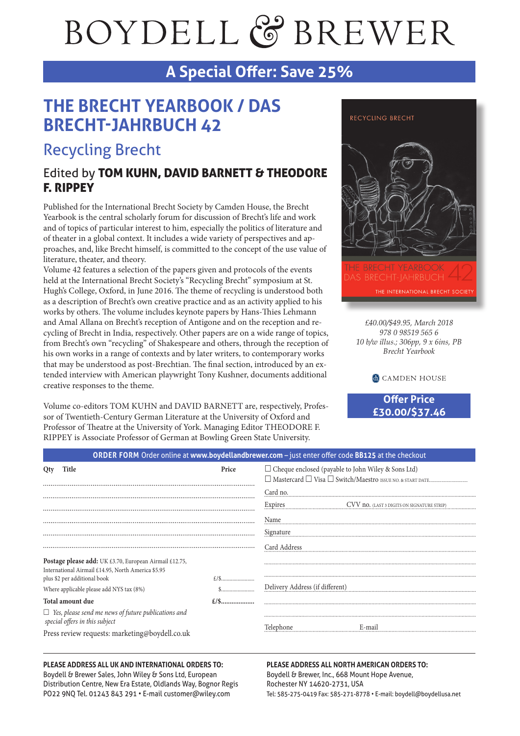# BOYDELL & BREWER

## A Special Offer: Save 25%

# THE BRECHT YEARBOOK / DAS BRECHT-JAHRBUCH 42

## Recycling Brecht

### Edited by **TOM KUHN, DAVID BARNETT & THEODORE F. RIPPEY**

Published for the International Brecht Society by Camden House, the Brecht Yearbook is the central scholarly forum for discussion of Brecht's life and work and of topics of particular interest to him, especially the politics of literature and of theater in a global context. It includes a wide variety of perspectives and approaches, and, like Brecht himself, is committed to the concept of the use value of literature, theater, and theory.

Volume 42 features a selection of the papers given and protocols of the events held at the International Brecht Society's "Recycling Brecht" symposium at St. Hugh's College, Oxford, in June 2016. The theme of recycling is understood both as a description of Brecht's own creative practice and as an activity applied to his works by others. The volume includes keynote papers by Hans-Thies Lehmann and Amal Allana on Brecht's reception of Antigone and on the reception and recycling of Brecht in India, respectively. Other papers are on a wide range of topics, from Brecht's own "recycling" of Shakespeare and others, through the reception of his own works in a range of contexts and by later writers, to contemporary works that may be understood as post-Brechtian. The final section, introduced by an extended interview with American playwright Tony Kushner, documents additional creative responses to the theme.

Volume co-editors TOM KUHN and DAVID BARNETT are, respectively, Professor of Twentieth-Century German Literature at the University of Oxford and Professor of Theatre at the University of York. Managing Editor THEODORE F. RIPPEY is Associate Professor of German at Bowling Green State University.

RECYCLING BRECHT

THE BRECHT YEARBOOK 42
DAS BRECHT-JAHRBUCH
THE INTERNATIONAL BRECHT SOCIETY

*£40.00/$49.95, March 2018*
*978 0 98519 565 6*
*10 b/w illus.; 306pp, 9 x 6ins, PB*
*Brecht Yearbook*

CAMDEN HOUSE

**Offer Price**
**£30.00/$37.46**

---

**ORDER FORM** Order online at **www.boydellandbrewer.com** – just enter offer code **BB125** at the checkout

| Qty | Title | Price |
|---|---|---|
| | ............................................................ | |
| | ............................................................ | |
| | ............................................................ | |
| | ............................................................ | |
| | ............................................................ | |
| | ............................................................ | |

**Postage please add:** UK £3.70, European Airmail £12.75, International Airmail £14.95, North America $5.95 plus $2 per additional book ........ £/$........................

Where applicable please add NYS tax (8%) ........ $........................

**Total amount due** ........ **£/$..................**

☐ *Yes, please send me news of future publications and special offers in this subject*

Press review requests: marketing@boydell.co.uk

☐ Cheque enclosed (payable to John Wiley & Sons Ltd)
☐ Mastercard ☐ Visa ☐ Switch/Maestro ISSUE NO. & START DATE..............................

Card no. ........................................................

Expires ........................ CVV no. (LAST 3 DIGITS ON SIGNATURE STRIP) ........................

Name ........................................................

Signature ........................................................

Card Address ........................................................

........................................................

........................................................

Delivery Address (if different) ........................................................

........................................................

........................................................

Telephone ........................ E-mail ........................

---

**PLEASE ADDRESS ALL UK AND INTERNATIONAL ORDERS TO:**
Boydell & Brewer Sales, John Wiley & Sons Ltd, European Distribution Centre, New Era Estate, Oldlands Way, Bognor Regis PO22 9NQ Tel. 01243 843 291 • E-mail customer@wiley.com

**PLEASE ADDRESS ALL NORTH AMERICAN ORDERS TO:**
Boydell & Brewer, Inc., 668 Mount Hope Avenue, Rochester NY 14620-2731, USA
Tel: 585-275-0419 Fax: 585-271-8778 • E-mail: boydell@boydellusa.net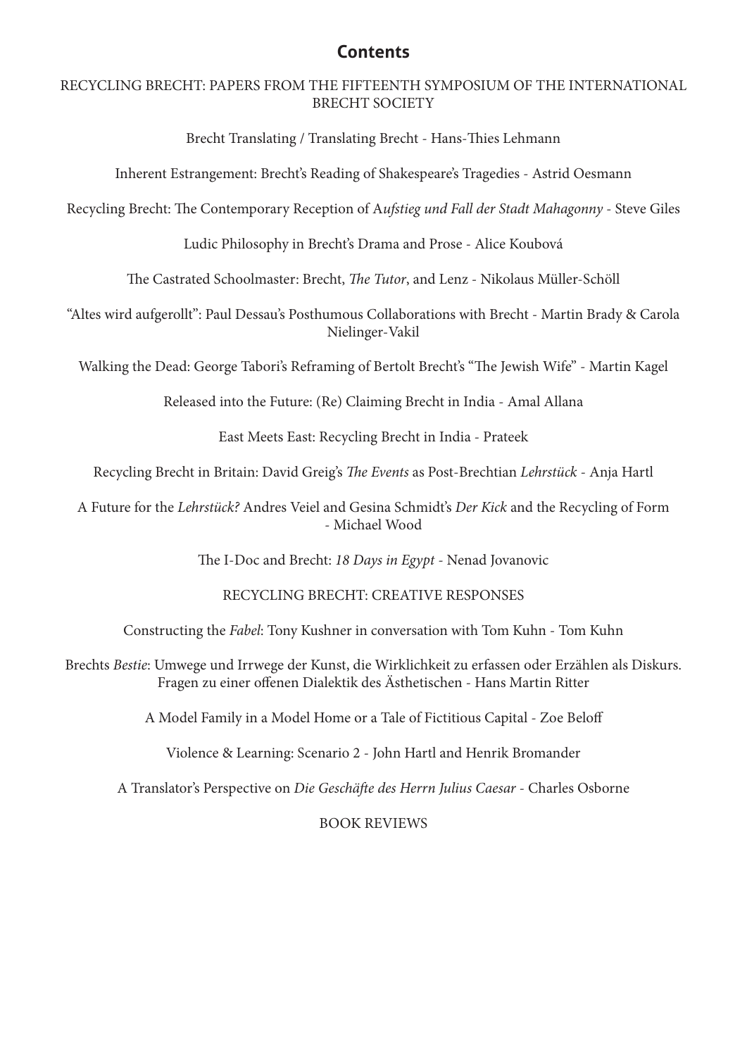## Contents

RECYCLING BRECHT: PAPERS FROM THE FIFTEENTH SYMPOSIUM OF THE INTERNATIONAL BRECHT SOCIETY

Brecht Translating / Translating Brecht - Hans-Thies Lehmann

Inherent Estrangement: Brecht's Reading of Shakespeare's Tragedies - Astrid Oesmann

Recycling Brecht: The Contemporary Reception of A*ufstieg und Fall der Stadt Mahagonny* - Steve Giles

Ludic Philosophy in Brecht's Drama and Prose - Alice Koubová

The Castrated Schoolmaster: Brecht, *The Tutor*, and Lenz - Nikolaus Müller-Schöll

"Altes wird aufgerollt": Paul Dessau's Posthumous Collaborations with Brecht - Martin Brady & Carola Nielinger-Vakil

Walking the Dead: George Tabori's Reframing of Bertolt Brecht's "The Jewish Wife" - Martin Kagel

Released into the Future: (Re) Claiming Brecht in India - Amal Allana

East Meets East: Recycling Brecht in India - Prateek

Recycling Brecht in Britain: David Greig's *The Events* as Post-Brechtian *Lehrstück* - Anja Hartl

A Future for the *Lehrstück?* Andres Veiel and Gesina Schmidt's *Der Kick* and the Recycling of Form - Michael Wood

The I-Doc and Brecht: *18 Days in Egypt* - Nenad Jovanovic

RECYCLING BRECHT: CREATIVE RESPONSES

Constructing the *Fabel*: Tony Kushner in conversation with Tom Kuhn - Tom Kuhn

Brechts *Bestie*: Umwege und Irrwege der Kunst, die Wirklichkeit zu erfassen oder Erzählen als Diskurs. Fragen zu einer offenen Dialektik des Ästhetischen - Hans Martin Ritter

A Model Family in a Model Home or a Tale of Fictitious Capital - Zoe Beloff

Violence & Learning: Scenario 2 - John Hartl and Henrik Bromander

A Translator's Perspective on *Die Geschäfte des Herrn Julius Caesar* - Charles Osborne

BOOK REVIEWS